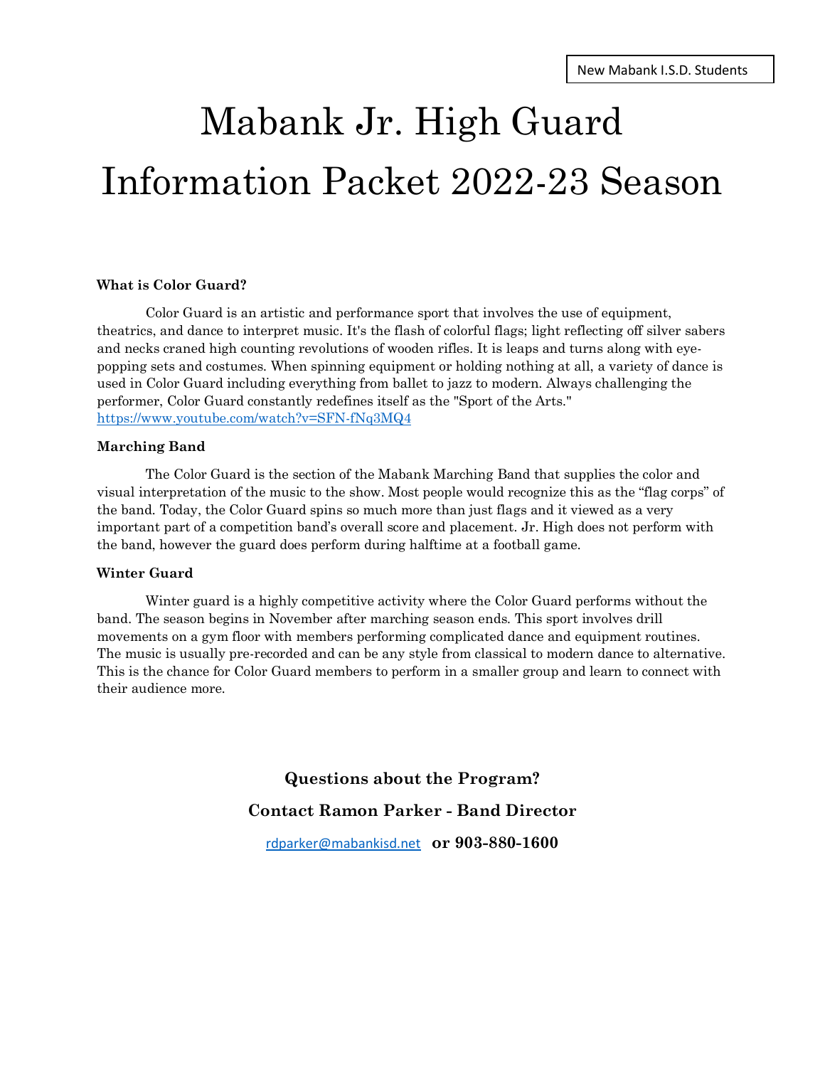New Mabank I.S.D. Students

# Mabank Jr. High Guard Information Packet 2022-23 Season

**What is Color Guard?**

Color Guard is an artistic and performance sport that involves the use of equipment, theatrics, and dance to interpret music. It's the flash of colorful flags; light reflecting off silver sabers and necks craned high counting revolutions of wooden rifles. It is leaps and turns along with eye-popping sets and costumes. When spinning equipment or holding nothing at all, a variety of dance is used in Color Guard including everything from ballet to jazz to modern. Always challenging the performer, Color Guard constantly redefines itself as the "Sport of the Arts." https://www.youtube.com/watch?v=SFN-fNq3MQ4

**Marching Band**

The Color Guard is the section of the Mabank Marching Band that supplies the color and visual interpretation of the music to the show. Most people would recognize this as the "flag corps" of the band. Today, the Color Guard spins so much more than just flags and it viewed as a very important part of a competition band's overall score and placement. Jr. High does not perform with the band, however the guard does perform during halftime at a football game.

**Winter Guard**

Winter guard is a highly competitive activity where the Color Guard performs without the band. The season begins in November after marching season ends. This sport involves drill movements on a gym floor with members performing complicated dance and equipment routines. The music is usually pre-recorded and can be any style from classical to modern dance to alternative. This is the chance for Color Guard members to perform in a smaller group and learn to connect with their audience more.

**Questions about the Program?**

**Contact Ramon Parker - Band Director**

rdparker@mabankisd.net **or 903-880-1600**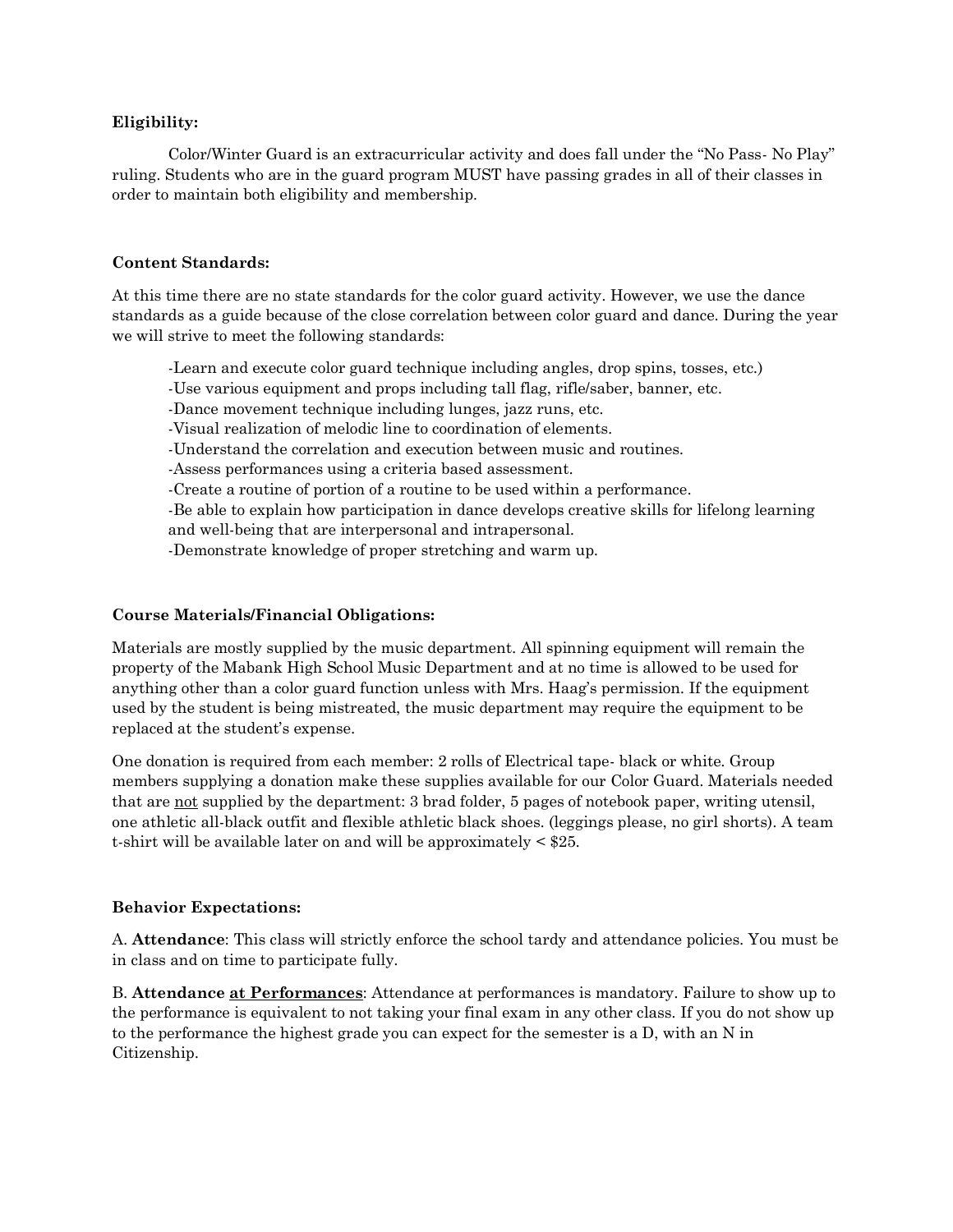**Eligibility:**

Color/Winter Guard is an extracurricular activity and does fall under the "No Pass- No Play" ruling. Students who are in the guard program MUST have passing grades in all of their classes in order to maintain both eligibility and membership.

**Content Standards:**

At this time there are no state standards for the color guard activity. However, we use the dance standards as a guide because of the close correlation between color guard and dance. During the year we will strive to meet the following standards:

-Learn and execute color guard technique including angles, drop spins, tosses, etc.)
-Use various equipment and props including tall flag, rifle/saber, banner, etc.
-Dance movement technique including lunges, jazz runs, etc.
-Visual realization of melodic line to coordination of elements.
-Understand the correlation and execution between music and routines.
-Assess performances using a criteria based assessment.
-Create a routine of portion of a routine to be used within a performance.
-Be able to explain how participation in dance develops creative skills for lifelong learning and well-being that are interpersonal and intrapersonal.
-Demonstrate knowledge of proper stretching and warm up.

**Course Materials/Financial Obligations:**

Materials are mostly supplied by the music department. All spinning equipment will remain the property of the Mabank High School Music Department and at no time is allowed to be used for anything other than a color guard function unless with Mrs. Haag's permission. If the equipment used by the student is being mistreated, the music department may require the equipment to be replaced at the student's expense.

One donation is required from each member: 2 rolls of Electrical tape- black or white. Group members supplying a donation make these supplies available for our Color Guard. Materials needed that are <u>not</u> supplied by the department: 3 brad folder, 5 pages of notebook paper, writing utensil, one athletic all-black outfit and flexible athletic black shoes. (leggings please, no girl shorts). A team t-shirt will be available later on and will be approximately < $25.

**Behavior Expectations:**

A. **Attendance**: This class will strictly enforce the school tardy and attendance policies. You must be in class and on time to participate fully.

B. **Attendance <u>at Performances</u>**: Attendance at performances is mandatory. Failure to show up to the performance is equivalent to not taking your final exam in any other class. If you do not show up to the performance the highest grade you can expect for the semester is a D, with an N in Citizenship.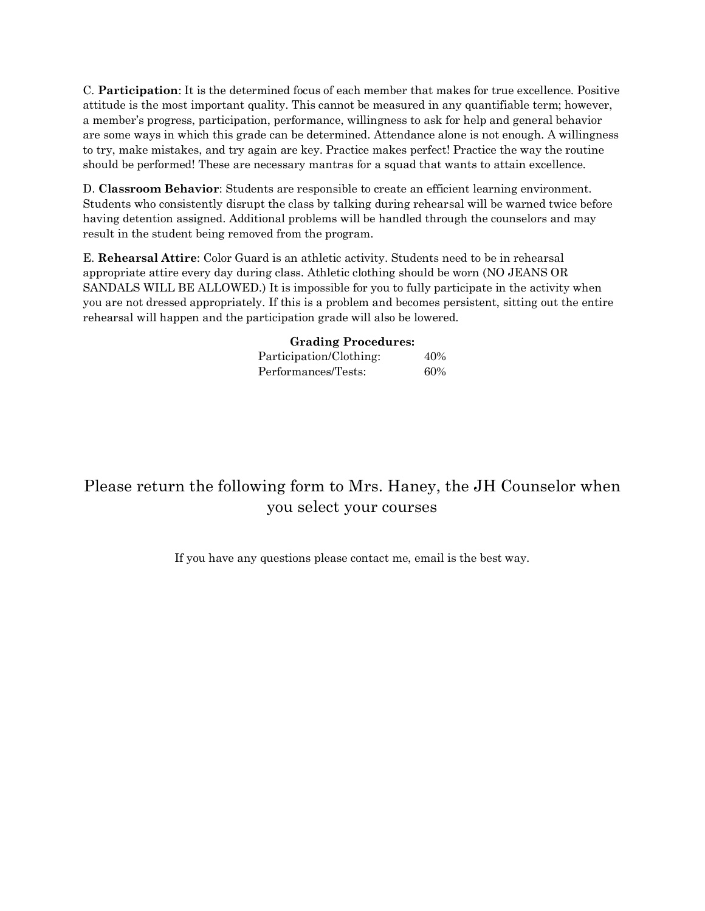C. **Participation**: It is the determined focus of each member that makes for true excellence. Positive attitude is the most important quality. This cannot be measured in any quantifiable term; however, a member's progress, participation, performance, willingness to ask for help and general behavior are some ways in which this grade can be determined. Attendance alone is not enough. A willingness to try, make mistakes, and try again are key. Practice makes perfect! Practice the way the routine should be performed! These are necessary mantras for a squad that wants to attain excellence.

D. **Classroom Behavior**: Students are responsible to create an efficient learning environment. Students who consistently disrupt the class by talking during rehearsal will be warned twice before having detention assigned. Additional problems will be handled through the counselors and may result in the student being removed from the program.

E. **Rehearsal Attire**: Color Guard is an athletic activity. Students need to be in rehearsal appropriate attire every day during class. Athletic clothing should be worn (NO JEANS OR SANDALS WILL BE ALLOWED.) It is impossible for you to fully participate in the activity when you are not dressed appropriately. If this is a problem and becomes persistent, sitting out the entire rehearsal will happen and the participation grade will also be lowered.

**Grading Procedures:**

| | |
|---|---|
| Participation/Clothing: | 40% |
| Performances/Tests: | 60% |

## Please return the following form to Mrs. Haney, the JH Counselor when you select your courses

If you have any questions please contact me, email is the best way.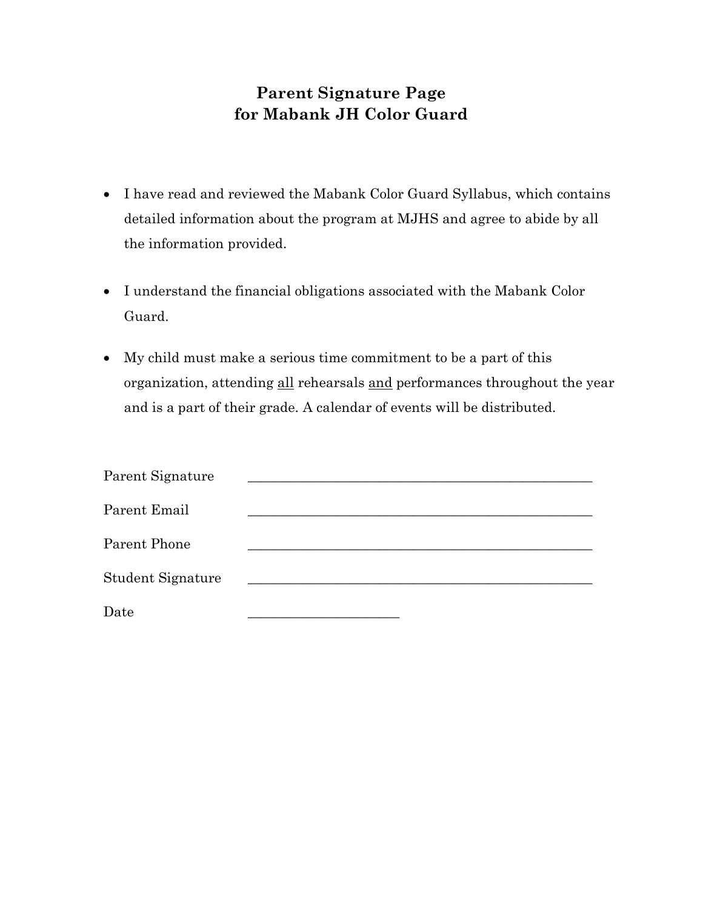# Parent Signature Page
# for Mabank JH Color Guard

- I have read and reviewed the Mabank Color Guard Syllabus, which contains detailed information about the program at MJHS and agree to abide by all the information provided.
- I understand the financial obligations associated with the Mabank Color Guard.
- My child must make a serious time commitment to be a part of this organization, attending <u>all</u> rehearsals <u>and</u> performances throughout the year and is a part of their grade. A calendar of events will be distributed.

Parent Signature ______________________________________________

Parent Email ______________________________________________

Parent Phone ______________________________________________

Student Signature ______________________________________________

Date ____________________